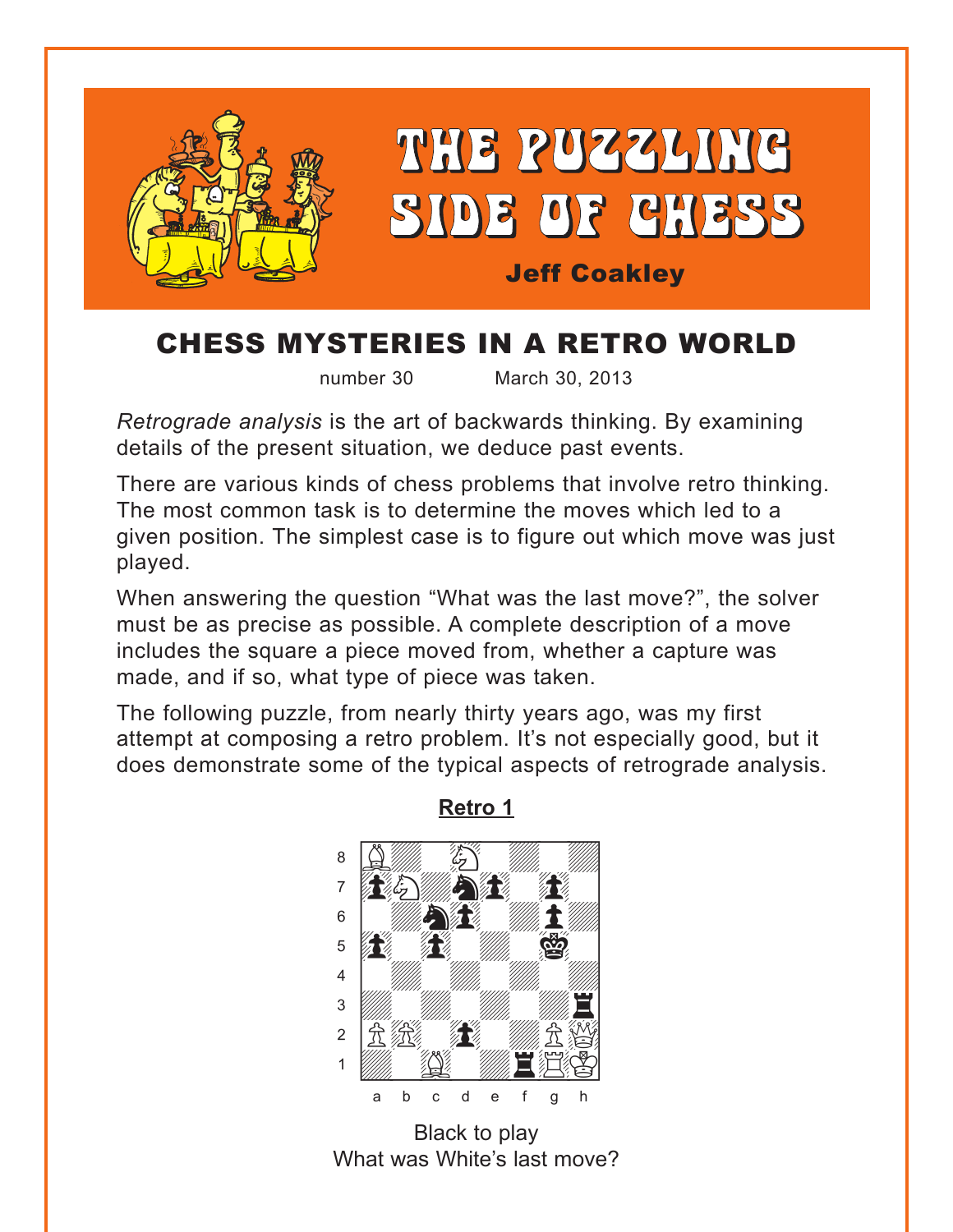# THE PUZZLING SIDE OF CHESS

**Jeff Coakley**

## CHESS MYSTERIES IN A RETRO WORLD

number 30 March 30, 2013

*Retrograde analysis* is the art of backwards thinking. By examining details of the present situation, we deduce past events.

There are various kinds of chess problems that involve retro thinking. The most common task is to determine the moves which led to a given position. The simplest case is to figure out which move was just played.

When answering the question "What was the last move?", the solver must be as precise as possible. A complete description of a move includes the square a piece moved from, whether a capture was made, and if so, what type of piece was taken.

The following puzzle, from nearly thirty years ago, was my first attempt at composing a retro problem. It's not especially good, but it does demonstrate some of the typical aspects of retrograde analysis.

**Retro 1**

Black to play
What was White's last move?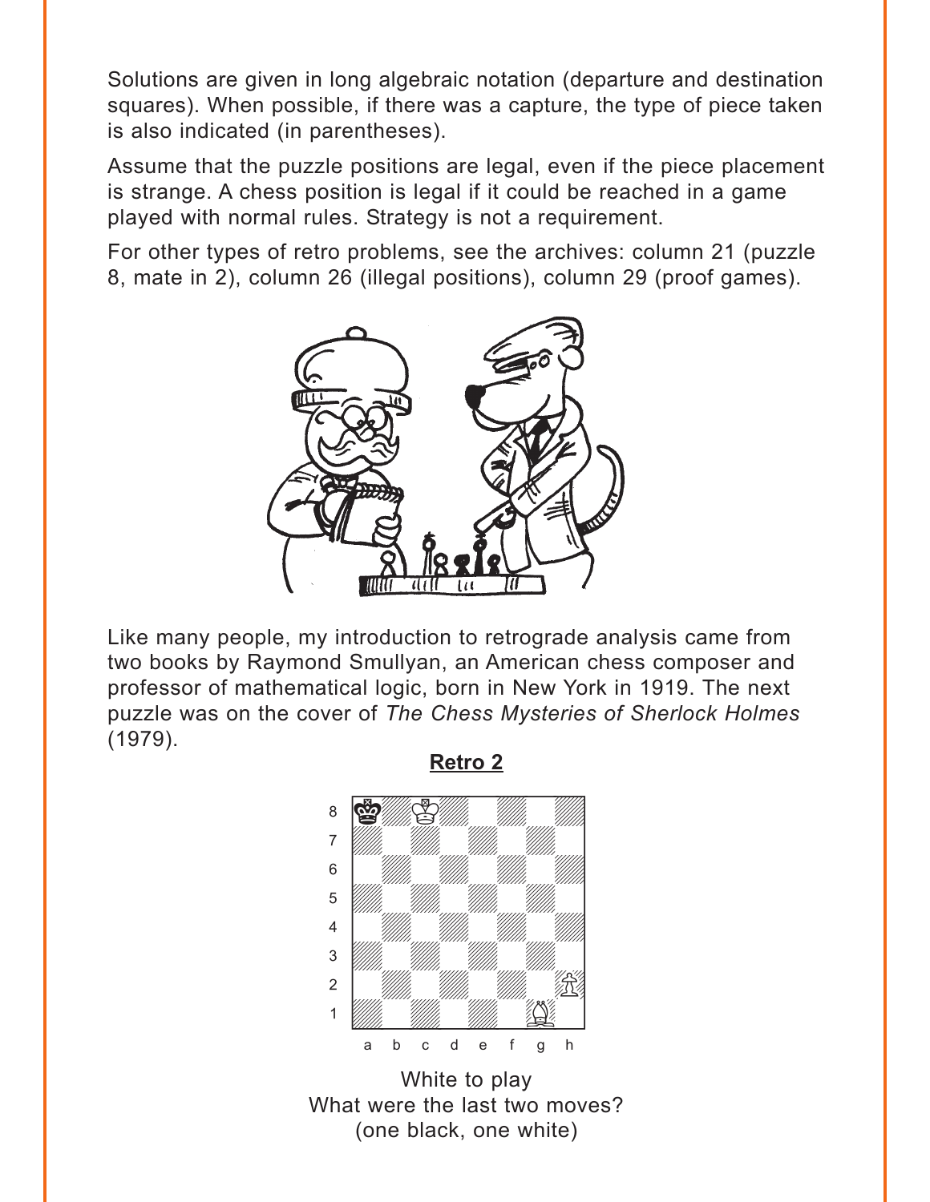Solutions are given in long algebraic notation (departure and destination squares). When possible, if there was a capture, the type of piece taken is also indicated (in parentheses).

Assume that the puzzle positions are legal, even if the piece placement is strange. A chess position is legal if it could be reached in a game played with normal rules. Strategy is not a requirement.

For other types of retro problems, see the archives: column 21 (puzzle 8, mate in 2), column 26 (illegal positions), column 29 (proof games).

Like many people, my introduction to retrograde analysis came from two books by Raymond Smullyan, an American chess composer and professor of mathematical logic, born in New York in 1919. The next puzzle was on the cover of *The Chess Mysteries of Sherlock Holmes* (1979).

**Retro 2**

White to play
What were the last two moves?
(one black, one white)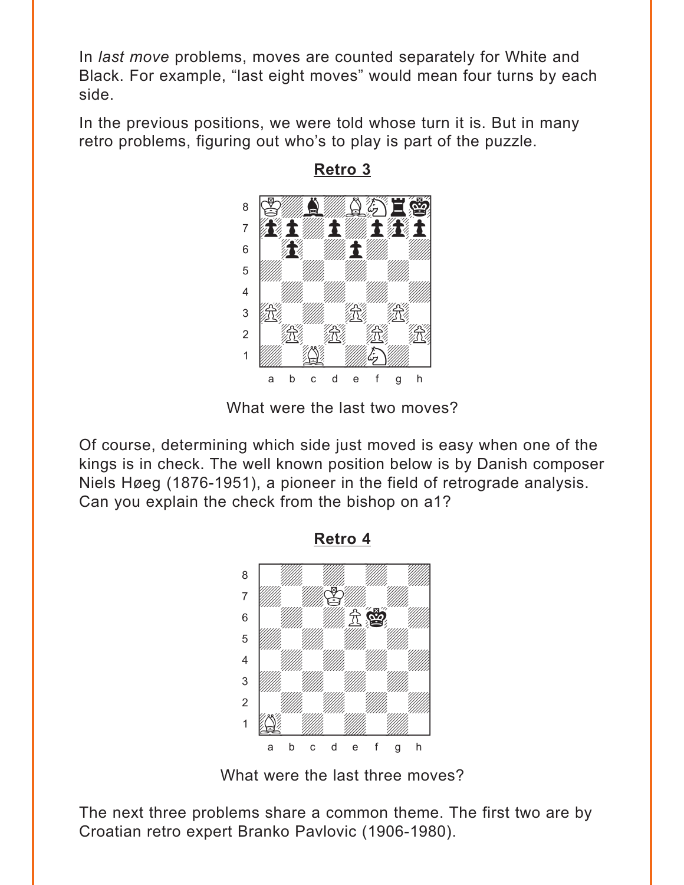In *last move* problems, moves are counted separately for White and Black. For example, "last eight moves" would mean four turns by each side.

In the previous positions, we were told whose turn it is. But in many retro problems, figuring out who's to play is part of the puzzle.

**Retro 3**

What were the last two moves?

Of course, determining which side just moved is easy when one of the kings is in check. The well known position below is by Danish composer Niels Høeg (1876-1951), a pioneer in the field of retrograde analysis. Can you explain the check from the bishop on a1?

**Retro 4**

What were the last three moves?

The next three problems share a common theme. The first two are by Croatian retro expert Branko Pavlovic (1906-1980).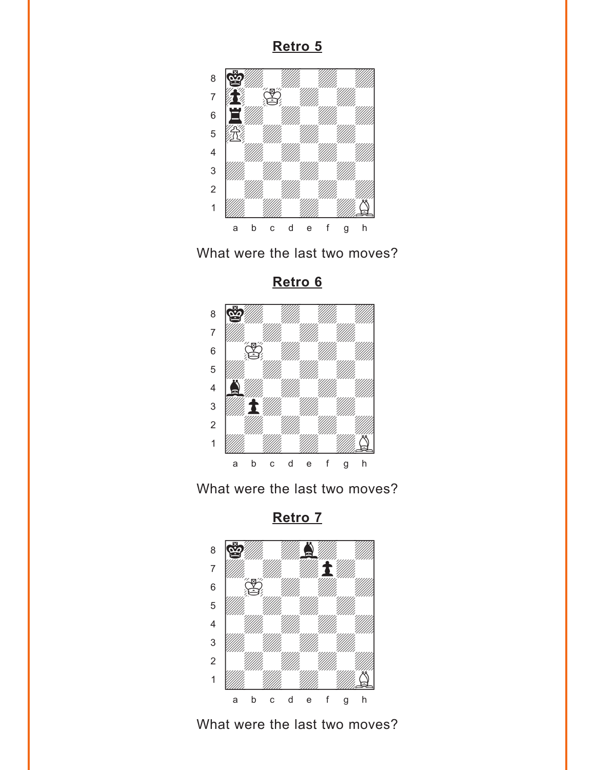## Retro 5

What were the last two moves?

## Retro 6

What were the last two moves?

## Retro 7

What were the last two moves?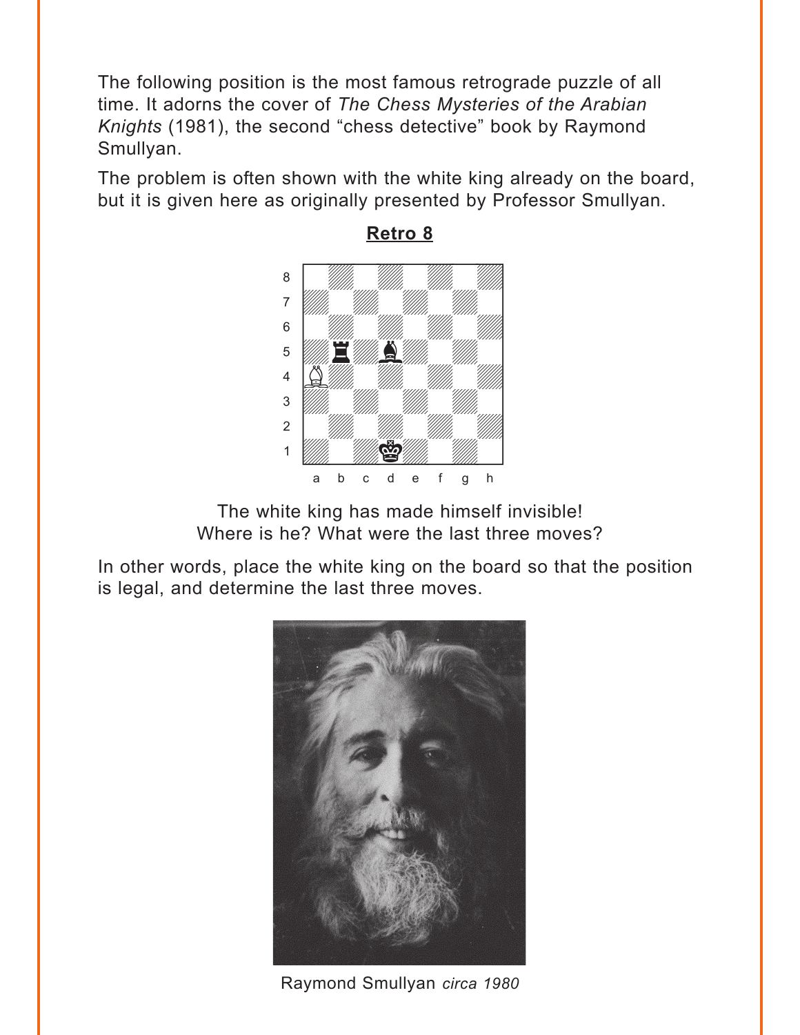The following position is the most famous retrograde puzzle of all time. It adorns the cover of *The Chess Mysteries of the Arabian Knights* (1981), the second "chess detective" book by Raymond Smullyan.

The problem is often shown with the white king already on the board, but it is given here as originally presented by Professor Smullyan.

**Retro 8**

The white king has made himself invisible!
Where is he? What were the last three moves?

In other words, place the white king on the board so that the position is legal, and determine the last three moves.

Raymond Smullyan *circa 1980*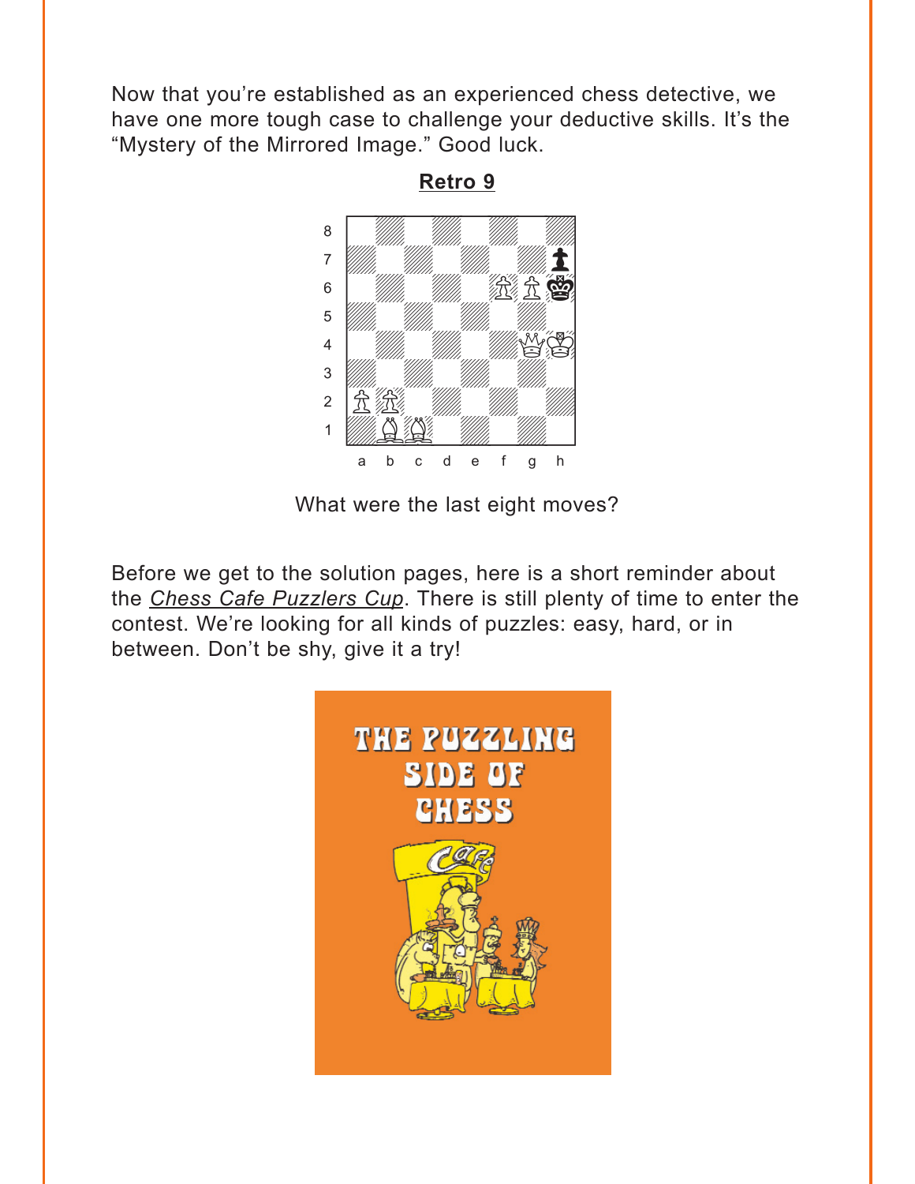Now that you're established as an experienced chess detective, we have one more tough case to challenge your deductive skills. It's the "Mystery of the Mirrored Image." Good luck.

## Retro 9

What were the last eight moves?

Before we get to the solution pages, here is a short reminder about the *Chess Cafe Puzzlers Cup*. There is still plenty of time to enter the contest. We're looking for all kinds of puzzles: easy, hard, or in between. Don't be shy, give it a try!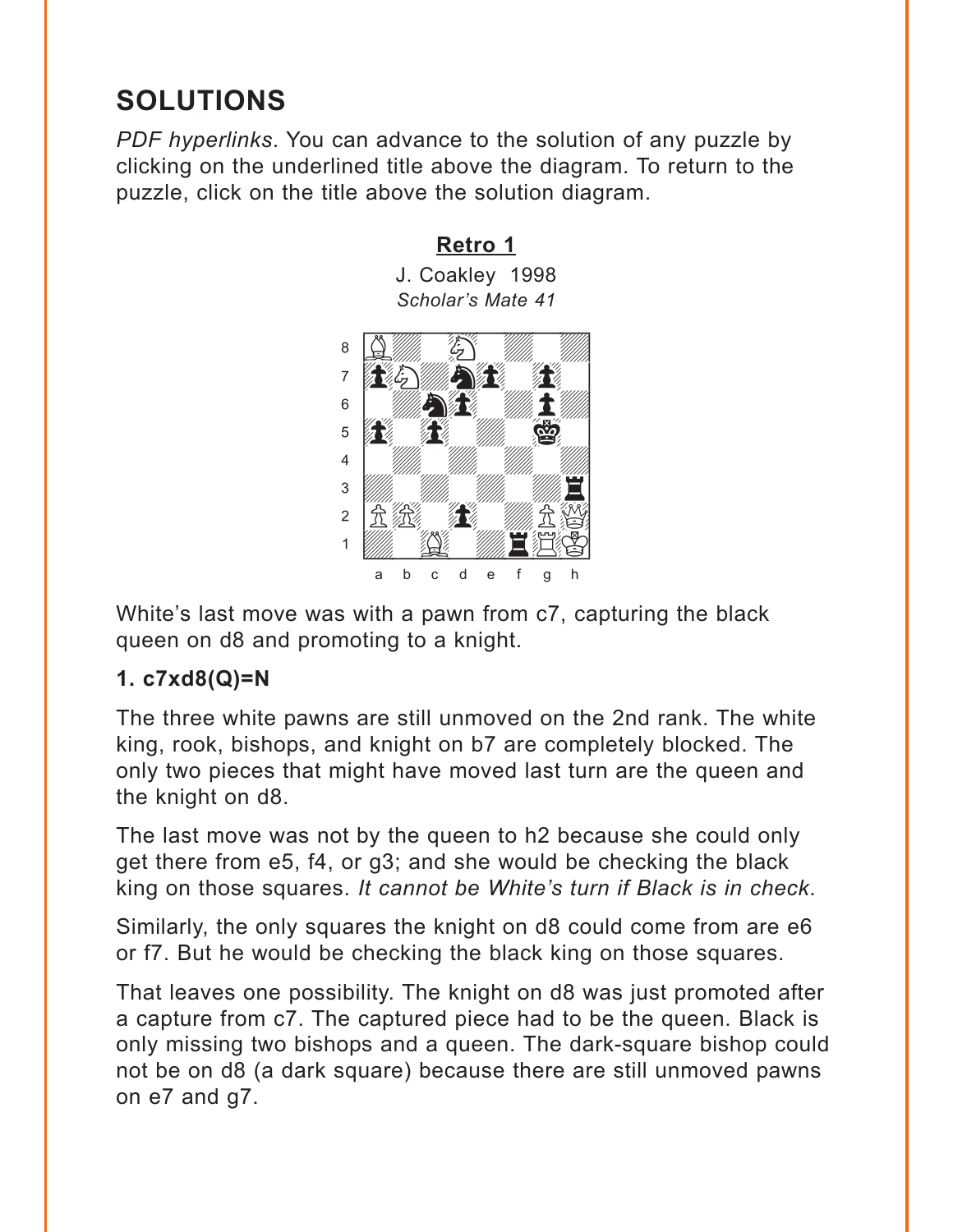## SOLUTIONS

*PDF hyperlinks*. You can advance to the solution of any puzzle by clicking on the underlined title above the diagram. To return to the puzzle, click on the title above the solution diagram.

### Retro 1

J. Coakley 1998
*Scholar's Mate 41*

White's last move was with a pawn from c7, capturing the black queen on d8 and promoting to a knight.

**1. c7xd8(Q)=N**

The three white pawns are still unmoved on the 2nd rank. The white king, rook, bishops, and knight on b7 are completely blocked. The only two pieces that might have moved last turn are the queen and the knight on d8.

The last move was not by the queen to h2 because she could only get there from e5, f4, or g3; and she would be checking the black king on those squares. *It cannot be White's turn if Black is in check*.

Similarly, the only squares the knight on d8 could come from are e6 or f7. But he would be checking the black king on those squares.

That leaves one possibility. The knight on d8 was just promoted after a capture from c7. The captured piece had to be the queen. Black is only missing two bishops and a queen. The dark-square bishop could not be on d8 (a dark square) because there are still unmoved pawns on e7 and g7.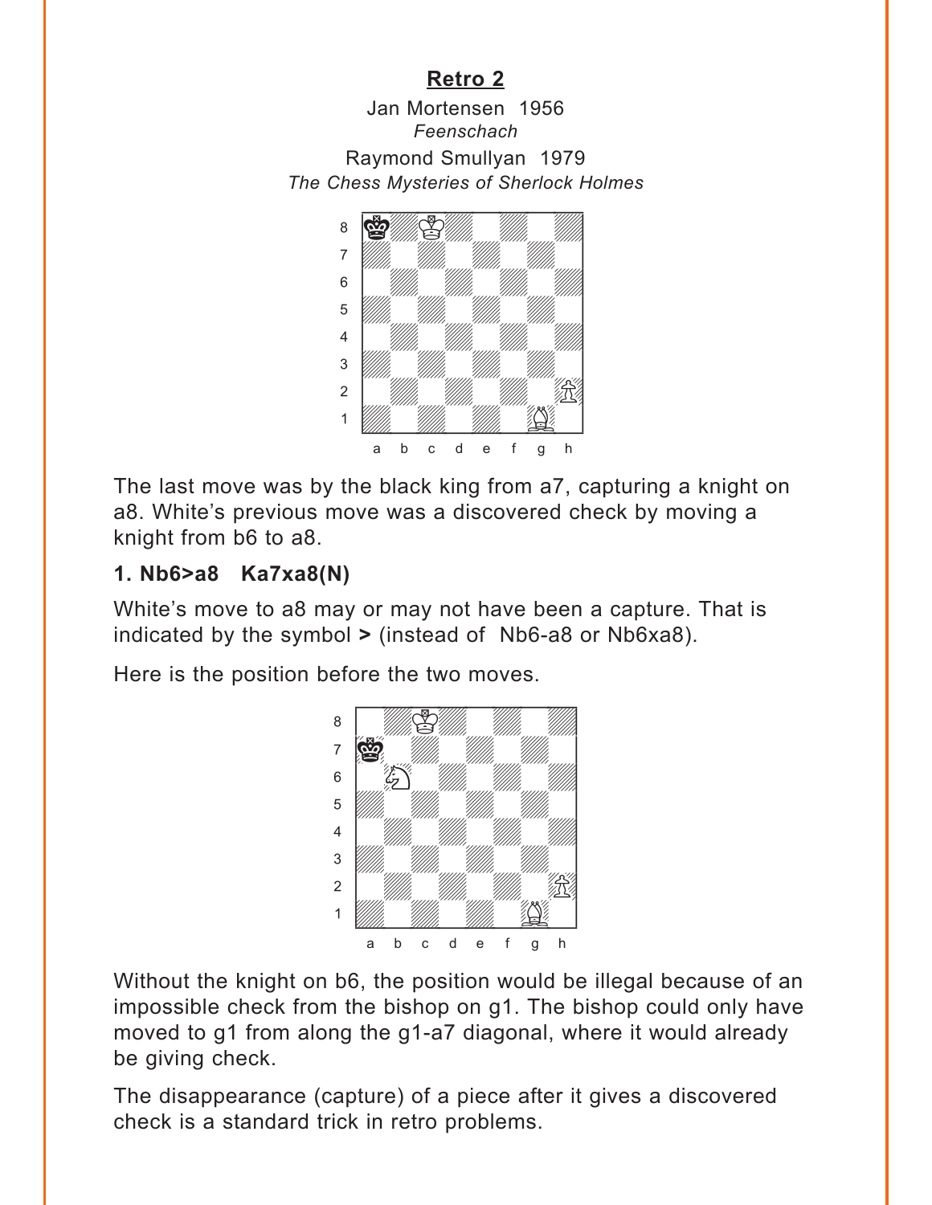## Retro 2

Jan Mortensen 1956
*Feenschach*

Raymond Smullyan 1979
*The Chess Mysteries of Sherlock Holmes*

The last move was by the black king from a7, capturing a knight on a8. White's previous move was a discovered check by moving a knight from b6 to a8.

**1. Nb6>a8 Ka7xa8(N)**

White's move to a8 may or may not have been a capture. That is indicated by the symbol **>** (instead of Nb6-a8 or Nb6xa8).

Here is the position before the two moves.

Without the knight on b6, the position would be illegal because of an impossible check from the bishop on g1. The bishop could only have moved to g1 from along the g1-a7 diagonal, where it would already be giving check.

The disappearance (capture) of a piece after it gives a discovered check is a standard trick in retro problems.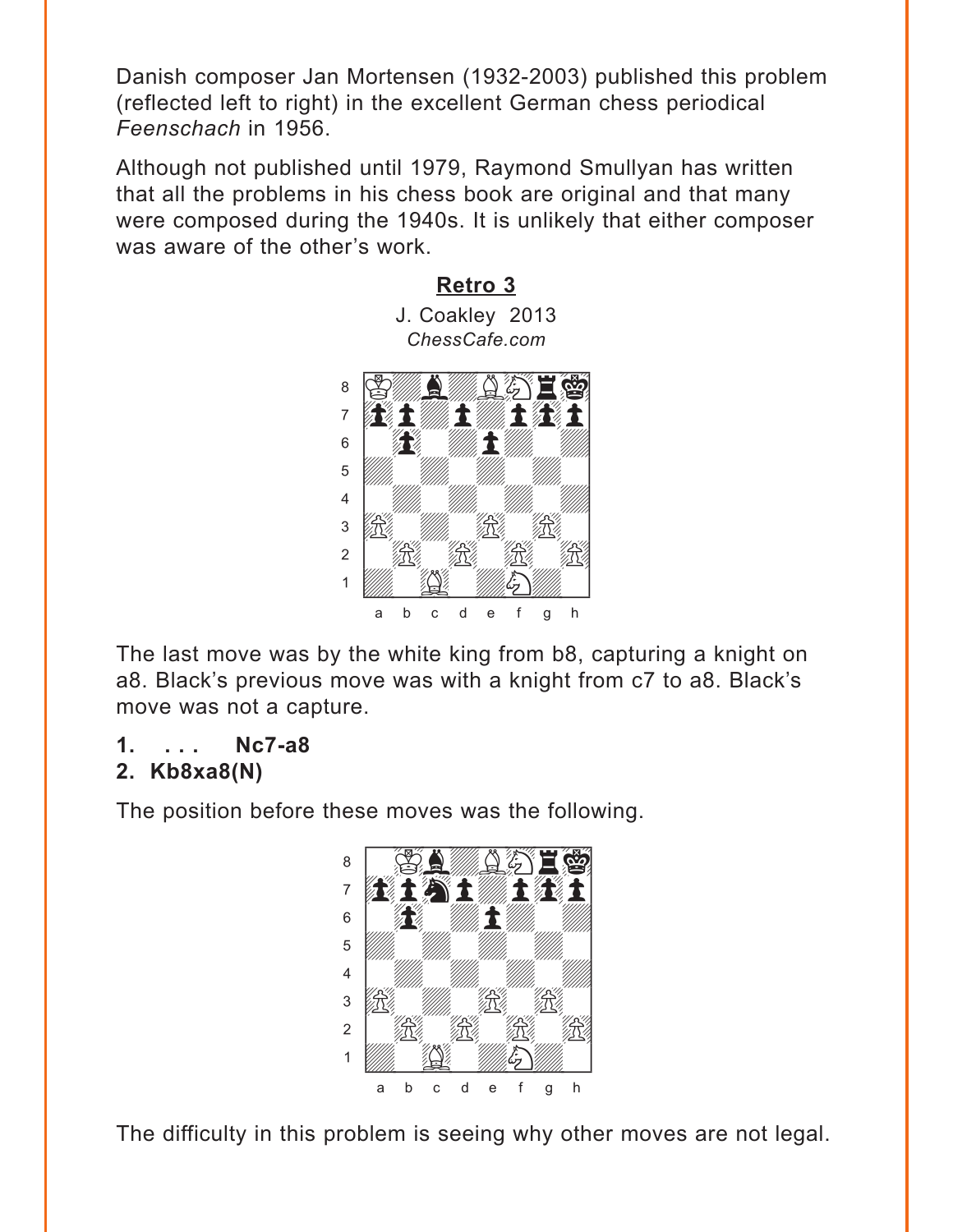Danish composer Jan Mortensen (1932-2003) published this problem (reflected left to right) in the excellent German chess periodical *Feenschach* in 1956.

Although not published until 1979, Raymond Smullyan has written that all the problems in his chess book are original and that many were composed during the 1940s. It is unlikely that either composer was aware of the other's work.

## Retro 3

J. Coakley 2013
*ChessCafe.com*

The last move was by the white king from b8, capturing a knight on a8. Black's previous move was with a knight from c7 to a8. Black's move was not a capture.

**1. . . . Nc7-a8**
**2. Kb8xa8(N)**

The position before these moves was the following.

The difficulty in this problem is seeing why other moves are not legal.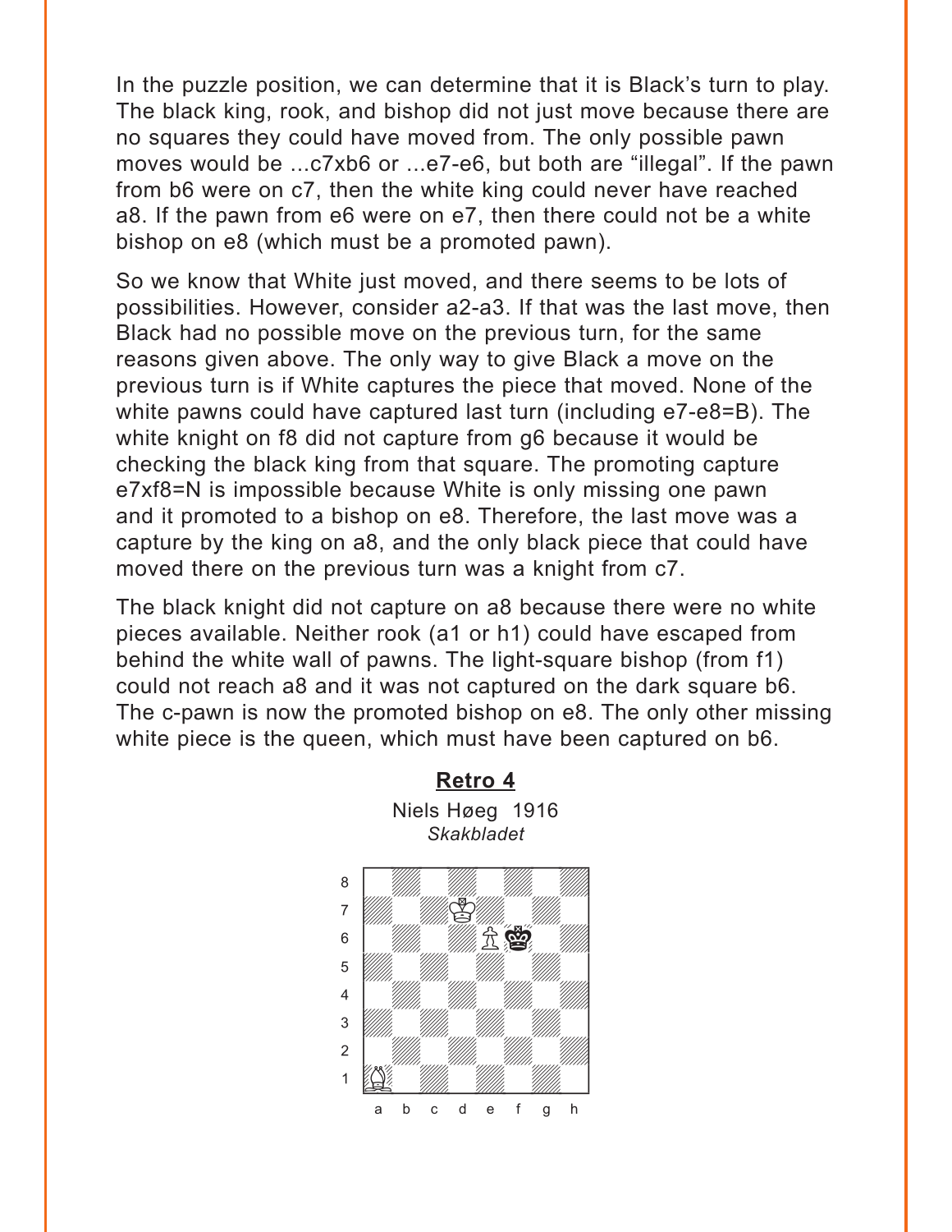In the puzzle position, we can determine that it is Black's turn to play. The black king, rook, and bishop did not just move because there are no squares they could have moved from. The only possible pawn moves would be ...c7xb6 or ...e7-e6, but both are "illegal". If the pawn from b6 were on c7, then the white king could never have reached a8. If the pawn from e6 were on e7, then there could not be a white bishop on e8 (which must be a promoted pawn).

So we know that White just moved, and there seems to be lots of possibilities. However, consider a2-a3. If that was the last move, then Black had no possible move on the previous turn, for the same reasons given above. The only way to give Black a move on the previous turn is if White captures the piece that moved. None of the white pawns could have captured last turn (including e7-e8=B). The white knight on f8 did not capture from g6 because it would be checking the black king from that square. The promoting capture e7xf8=N is impossible because White is only missing one pawn and it promoted to a bishop on e8. Therefore, the last move was a capture by the king on a8, and the only black piece that could have moved there on the previous turn was a knight from c7.

The black knight did not capture on a8 because there were no white pieces available. Neither rook (a1 or h1) could have escaped from behind the white wall of pawns. The light-square bishop (from f1) could not reach a8 and it was not captured on the dark square b6. The c-pawn is now the promoted bishop on e8. The only other missing white piece is the queen, which must have been captured on b6.

## Retro 4

Niels Høeg 1916

*Skakbladet*

White: Kd7, Pe6, Ba1. Black: Kf6.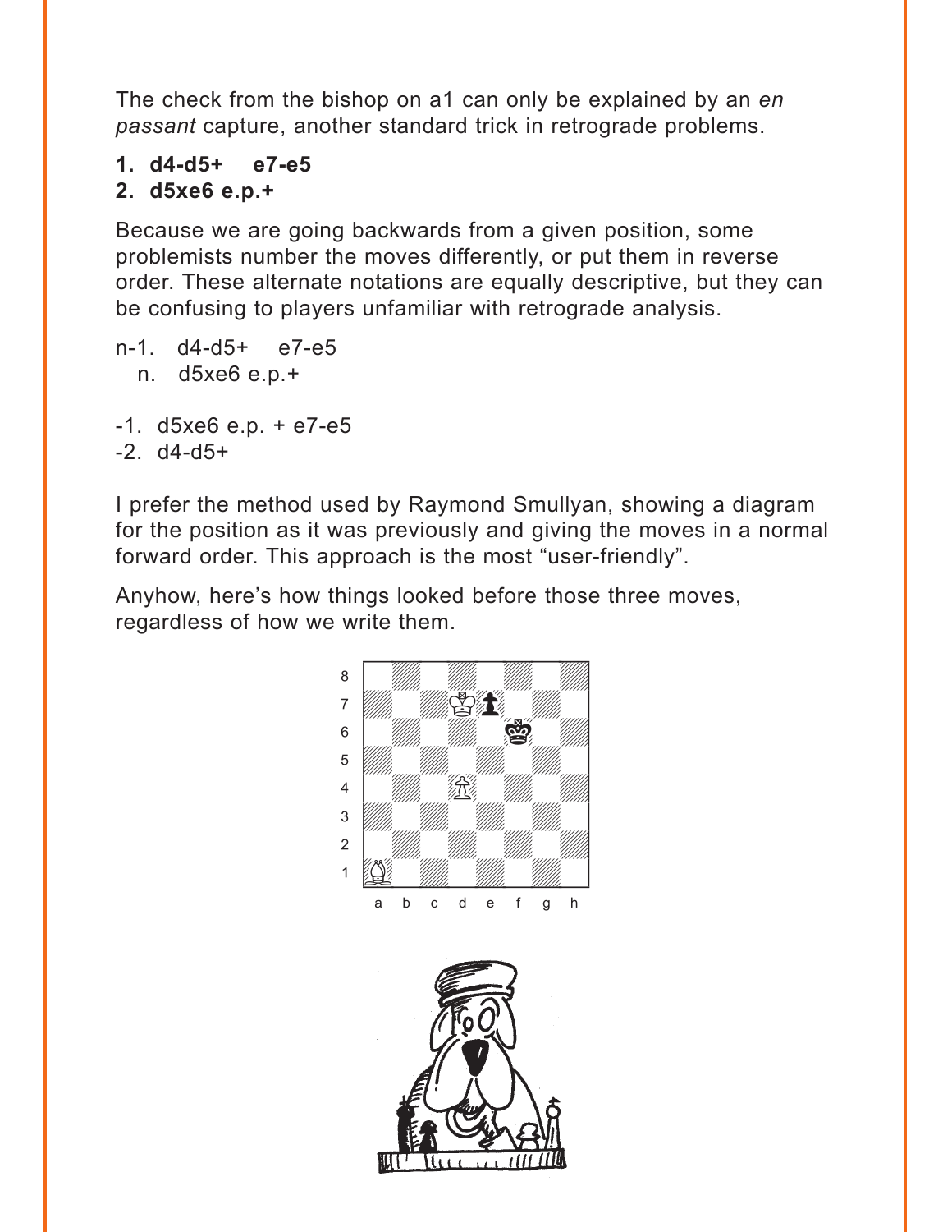The check from the bishop on a1 can only be explained by an *en passant* capture, another standard trick in retrograde problems.

**1. d4-d5+ e7-e5**
**2. d5xe6 e.p.+**

Because we are going backwards from a given position, some problemists number the moves differently, or put them in reverse order. These alternate notations are equally descriptive, but they can be confusing to players unfamiliar with retrograde analysis.

n-1. d4-d5+ e7-e5
n. d5xe6 e.p.+

-1. d5xe6 e.p. + e7-e5
-2. d4-d5+

I prefer the method used by Raymond Smullyan, showing a diagram for the position as it was previously and giving the moves in a normal forward order. This approach is the most "user-friendly".

Anyhow, here's how things looked before those three moves, regardless of how we write them.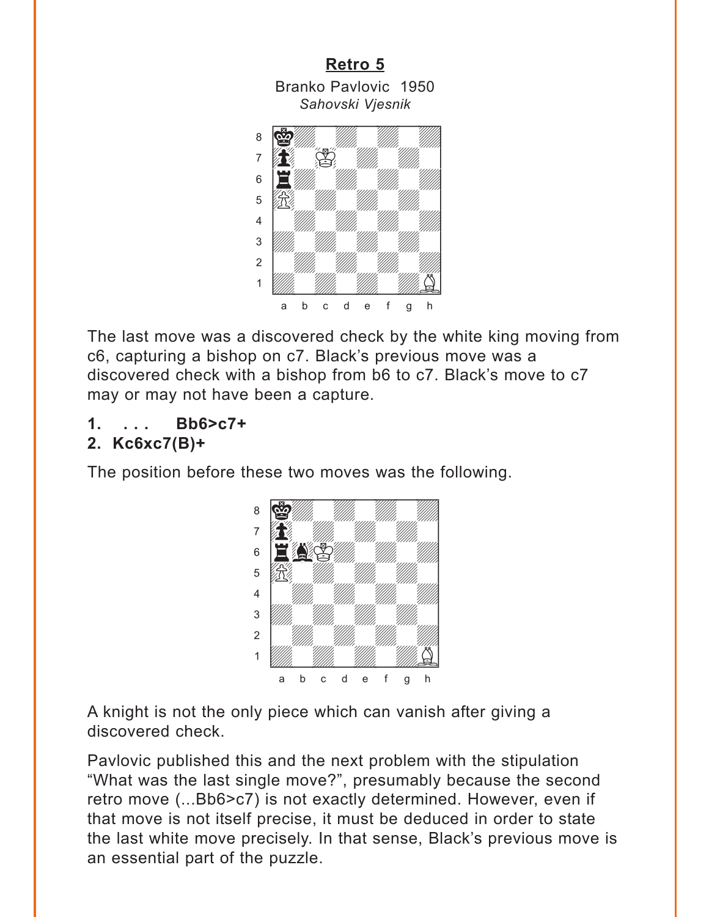## Retro 5

Branko Pavlovic 1950
*Sahovski Vjesnik*

The last move was a discovered check by the white king moving from c6, capturing a bishop on c7. Black's previous move was a discovered check with a bishop from b6 to c7. Black's move to c7 may or may not have been a capture.

**1. . . . Bb6>c7+**
**2. Kc6xc7(B)+**

The position before these two moves was the following.

A knight is not the only piece which can vanish after giving a discovered check.

Pavlovic published this and the next problem with the stipulation "What was the last single move?", presumably because the second retro move (...Bb6>c7) is not exactly determined. However, even if that move is not itself precise, it must be deduced in order to state the last white move precisely. In that sense, Black's previous move is an essential part of the puzzle.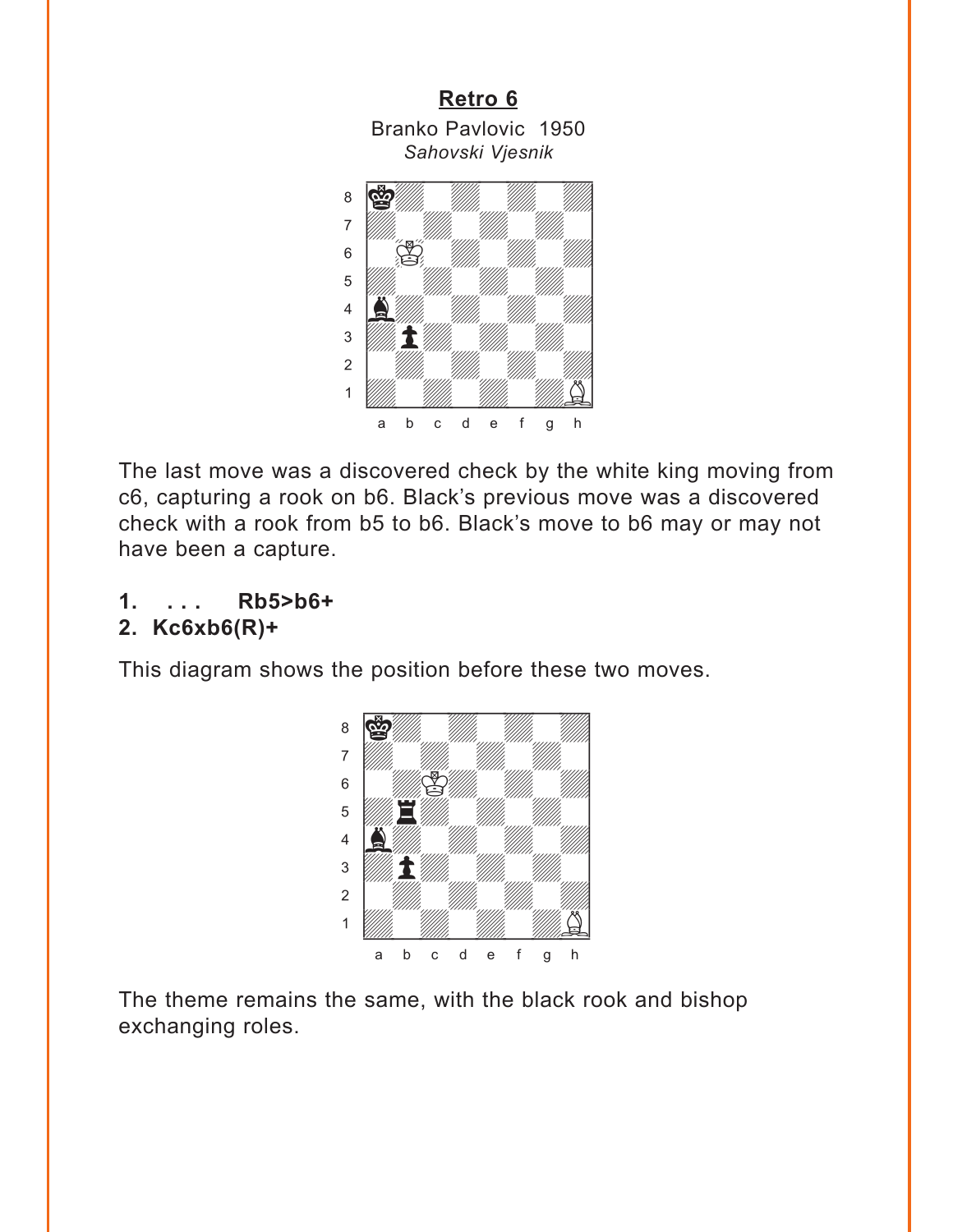## Retro 6

Branko Pavlovic 1950

*Sahovski Vjesnik*

The last move was a discovered check by the white king moving from c6, capturing a rook on b6. Black's previous move was a discovered check with a rook from b5 to b6. Black's move to b6 may or may not have been a capture.

**1. . . . Rb5>b6+**
**2. Kc6xb6(R)+**

This diagram shows the position before these two moves.

The theme remains the same, with the black rook and bishop exchanging roles.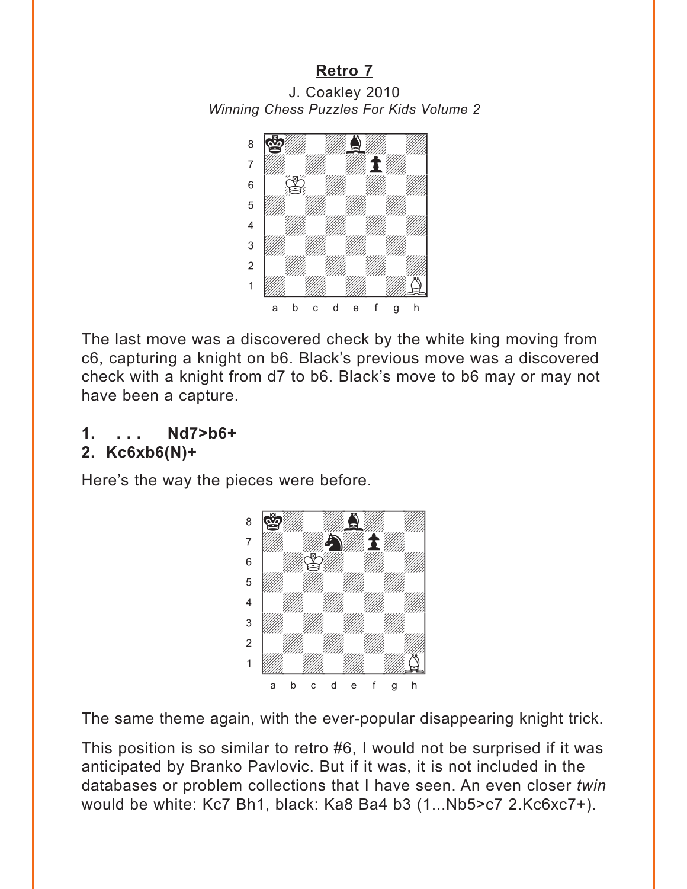## Retro 7

J. Coakley 2010
*Winning Chess Puzzles For Kids Volume 2*

The last move was a discovered check by the white king moving from c6, capturing a knight on b6. Black's previous move was a discovered check with a knight from d7 to b6. Black's move to b6 may or may not have been a capture.

**1. . . . Nd7>b6+**
**2. Kc6xb6(N)+**

Here's the way the pieces were before.

The same theme again, with the ever-popular disappearing knight trick.

This position is so similar to retro #6, I would not be surprised if it was anticipated by Branko Pavlovic. But if it was, it is not included in the databases or problem collections that I have seen. An even closer *twin* would be white: Kc7 Bh1, black: Ka8 Ba4 b3 (1...Nb5>c7 2.Kc6xc7+).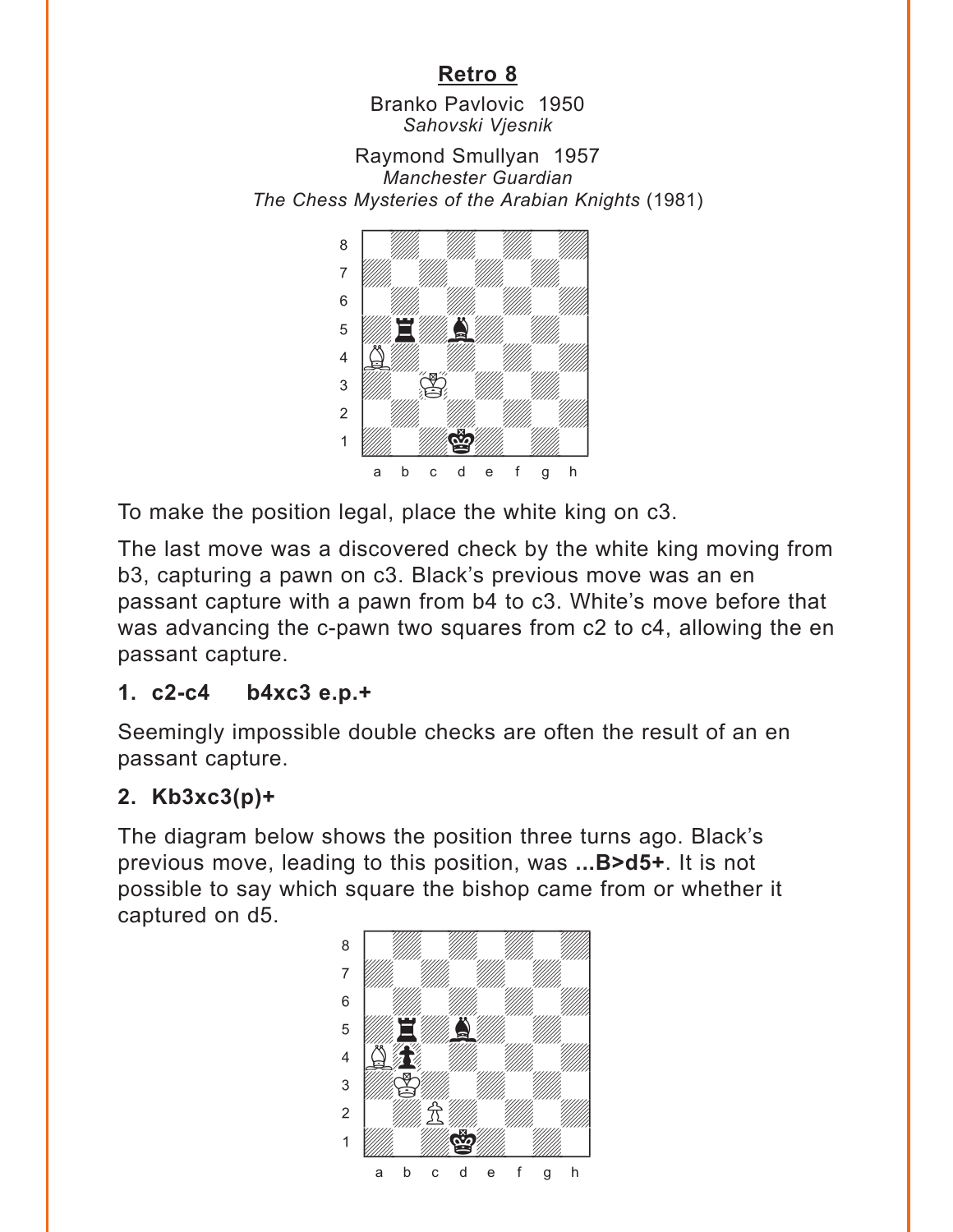## Retro 8

Branko Pavlovic 1950
*Sahovski Vjesnik*

Raymond Smullyan 1957
*Manchester Guardian*
*The Chess Mysteries of the Arabian Knights* (1981)

To make the position legal, place the white king on c3.

The last move was a discovered check by the white king moving from b3, capturing a pawn on c3. Black's previous move was an en passant capture with a pawn from b4 to c3. White's move before that was advancing the c-pawn two squares from c2 to c4, allowing the en passant capture.

**1. c2-c4 b4xc3 e.p.+**

Seemingly impossible double checks are often the result of an en passant capture.

**2. Kb3xc3(p)+**

The diagram below shows the position three turns ago. Black's previous move, leading to this position, was **...B>d5+**. It is not possible to say which square the bishop came from or whether it captured on d5.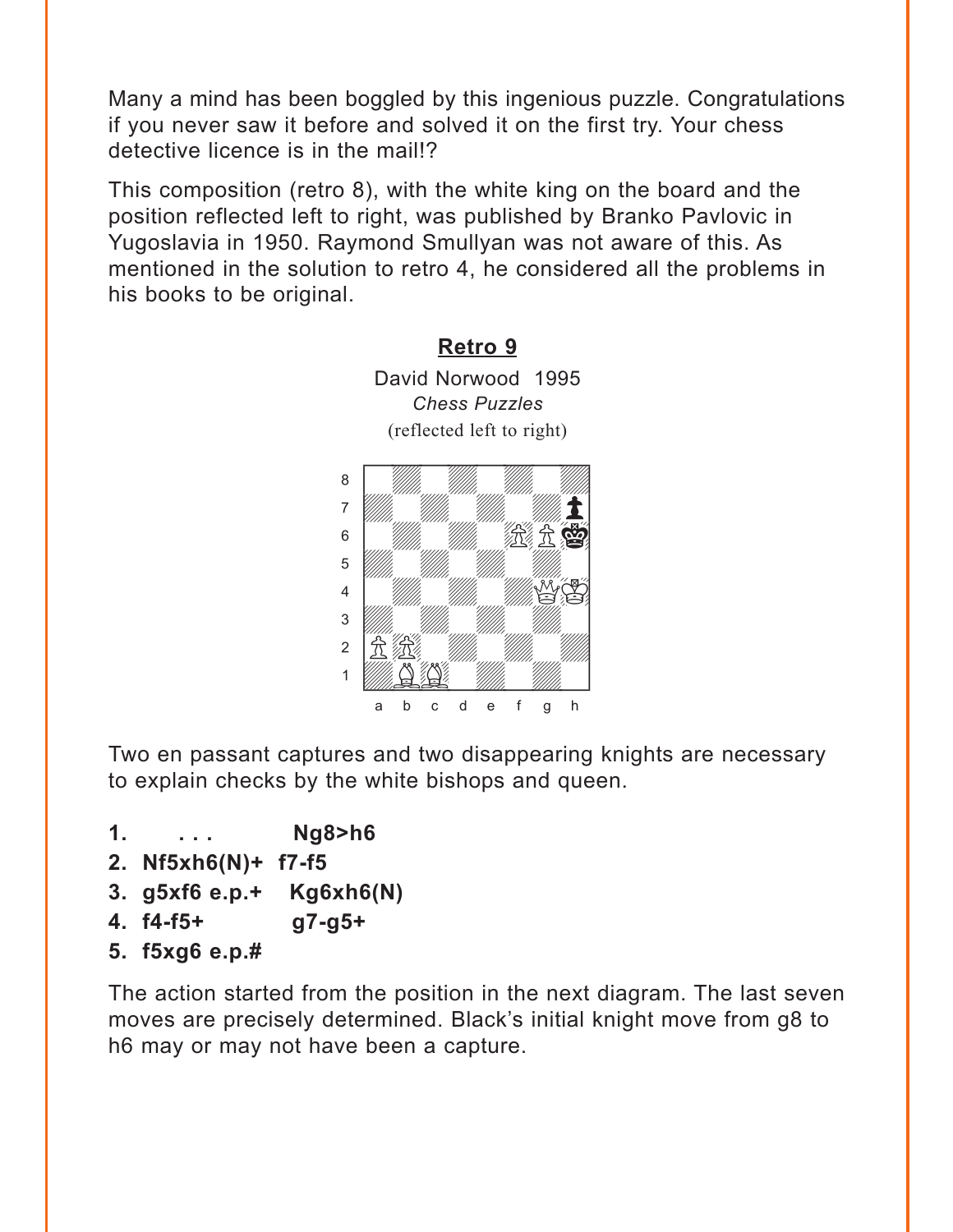Many a mind has been boggled by this ingenious puzzle. Congratulations if you never saw it before and solved it on the first try. Your chess detective licence is in the mail!?

This composition (retro 8), with the white king on the board and the position reflected left to right, was published by Branko Pavlovic in Yugoslavia in 1950. Raymond Smullyan was not aware of this. As mentioned in the solution to retro 4, he considered all the problems in his books to be original.

**Retro 9**

David Norwood 1995
*Chess Puzzles*
(reflected left to right)

Two en passant captures and two disappearing knights are necessary to explain checks by the white bishops and queen.

1. . . . **Ng8>h6**
2. **Nf5xh6(N)+ f7-f5**
3. **g5xf6 e.p.+ Kg6xh6(N)**
4. **f4-f5+ g7-g5+**
5. **f5xg6 e.p.#**

The action started from the position in the next diagram. The last seven moves are precisely determined. Black's initial knight move from g8 to h6 may or may not have been a capture.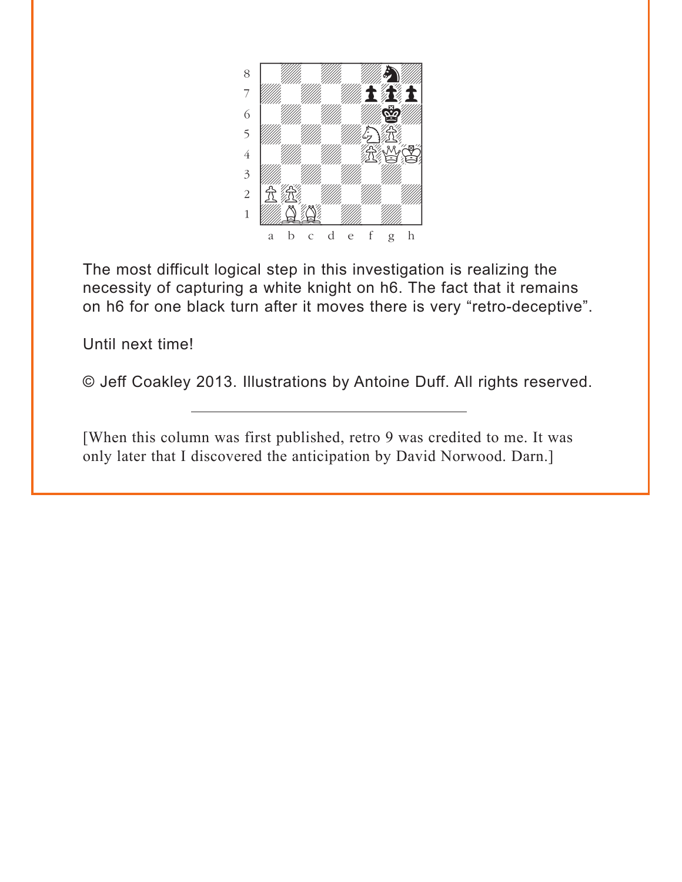The most difficult logical step in this investigation is realizing the necessity of capturing a white knight on h6. The fact that it remains on h6 for one black turn after it moves there is very “retro-deceptive”.

Until next time!

© Jeff Coakley 2013. Illustrations by Antoine Duff. All rights reserved.

---

[When this column was first published, retro 9 was credited to me. It was only later that I discovered the anticipation by David Norwood. Darn.]